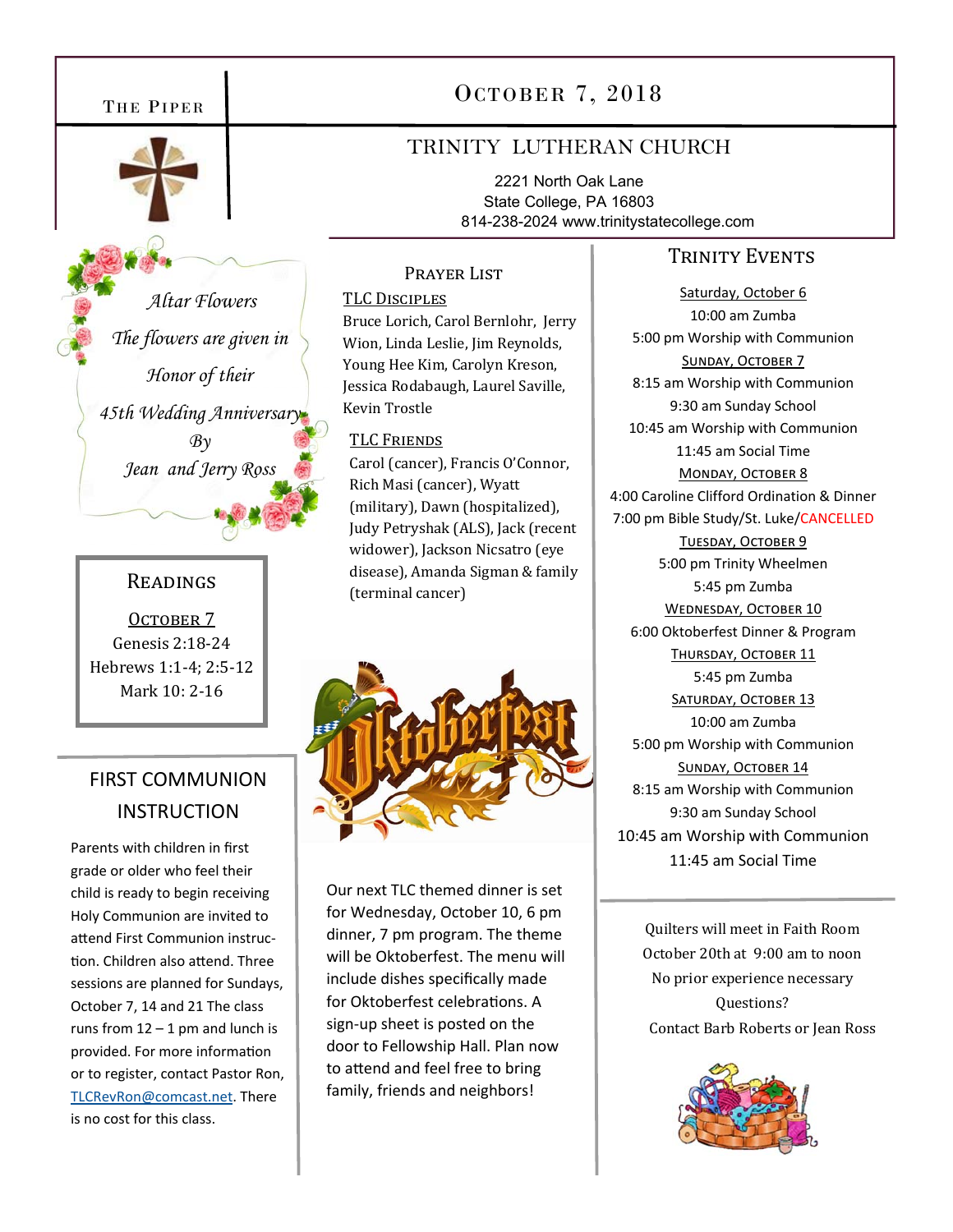# The Piper

## October 7, 2018

## TRINITY LUTHERAN CHURCH

2221 North Oak Lane
State College, PA 16803
814-238-2024 www.trinitystatecollege.com

*Altar Flowers*

*The flowers are given in Honor of their 45th Wedding Anniversary By Jean and Jerry Ross*

### Readings

**October 7**

Genesis 2:18-24
Hebrews 1:1-4; 2:5-12
Mark 10: 2-16

### FIRST COMMUNION INSTRUCTION

Parents with children in first grade or older who feel their child is ready to begin receiving Holy Communion are invited to attend First Communion instruction. Children also attend. Three sessions are planned for Sundays, October 7, 14 and 21 The class runs from 12 – 1 pm and lunch is provided. For more information or to register, contact Pastor Ron, TLCRevRon@comcast.net. There is no cost for this class.

### Prayer List

**TLC Disciples**

Bruce Lorich, Carol Bernlohr, Jerry Wion, Linda Leslie, Jim Reynolds, Young Hee Kim, Carolyn Kreson, Jessica Rodabaugh, Laurel Saville, Kevin Trostle

**TLC Friends**

Carol (cancer), Francis O'Connor, Rich Masi (cancer), Wyatt (military), Dawn (hospitalized), Judy Petryshak (ALS), Jack (recent widower), Jackson Nicsatro (eye disease), Amanda Sigman & family (terminal cancer)

Oktoberfest

Our next TLC themed dinner is set for Wednesday, October 10, 6 pm dinner, 7 pm program. The theme will be Oktoberfest. The menu will include dishes specifically made for Oktoberfest celebrations. A sign-up sheet is posted on the door to Fellowship Hall. Plan now to attend and feel free to bring family, friends and neighbors!

### Trinity Events

**Saturday, October 6**
10:00 am Zumba
5:00 pm Worship with Communion

**Sunday, October 7**
8:15 am Worship with Communion
9:30 am Sunday School
10:45 am Worship with Communion
11:45 am Social Time

**Monday, October 8**
4:00 Caroline Clifford Ordination & Dinner
7:00 pm Bible Study/St. Luke/CANCELLED

**Tuesday, October 9**
5:00 pm Trinity Wheelmen
5:45 pm Zumba

**Wednesday, October 10**
6:00 Oktoberfest Dinner & Program

**Thursday, October 11**
5:45 pm Zumba

**Saturday, October 13**
10:00 am Zumba
5:00 pm Worship with Communion

**Sunday, October 14**
8:15 am Worship with Communion
9:30 am Sunday School
10:45 am Worship with Communion
11:45 am Social Time

Quilters will meet in Faith Room October 20th at 9:00 am to noon
No prior experience necessary
Questions?
Contact Barb Roberts or Jean Ross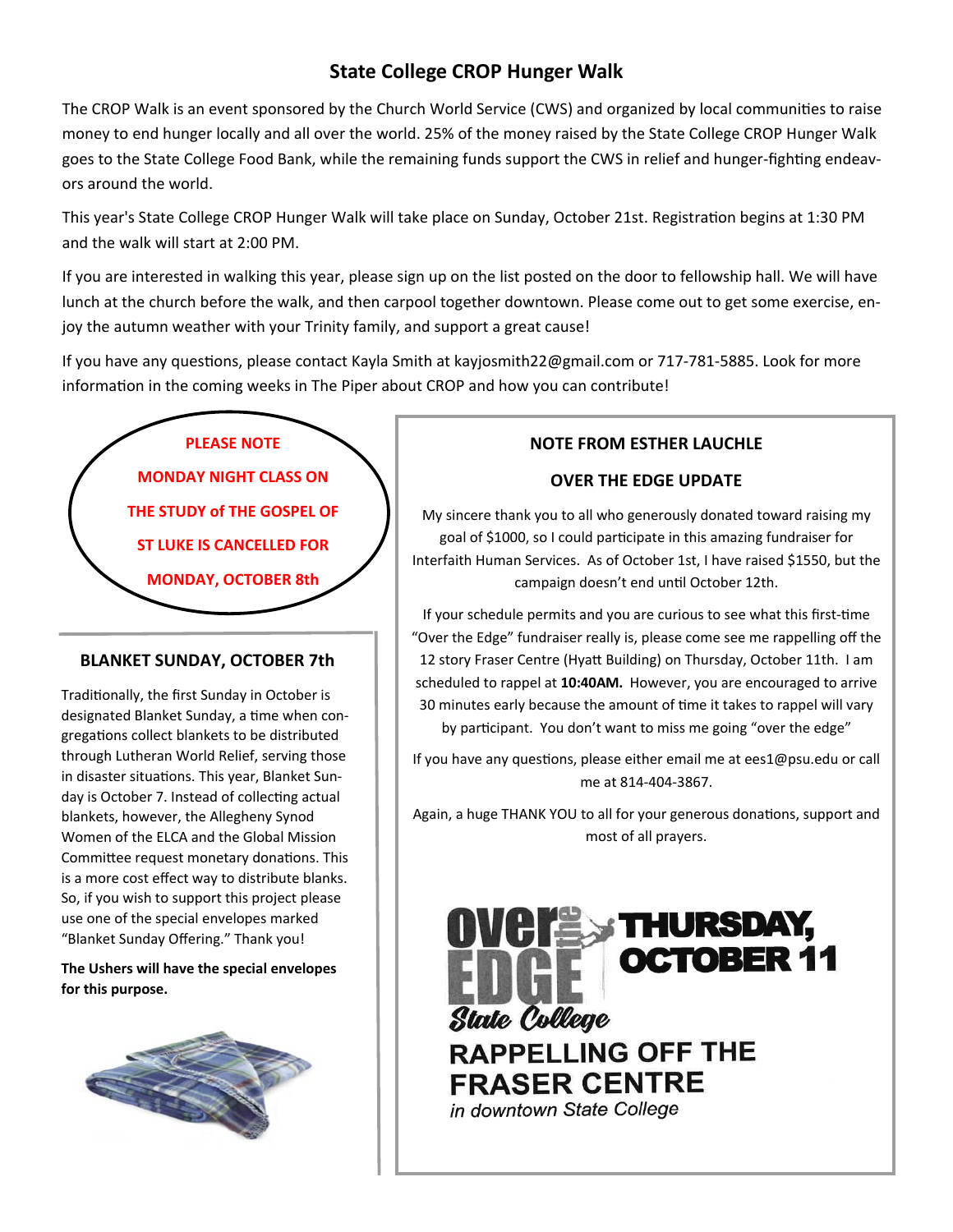## State College CROP Hunger Walk

The CROP Walk is an event sponsored by the Church World Service (CWS) and organized by local communities to raise money to end hunger locally and all over the world. 25% of the money raised by the State College CROP Hunger Walk goes to the State College Food Bank, while the remaining funds support the CWS in relief and hunger-fighting endeavors around the world.

This year's State College CROP Hunger Walk will take place on Sunday, October 21st. Registration begins at 1:30 PM and the walk will start at 2:00 PM.

If you are interested in walking this year, please sign up on the list posted on the door to fellowship hall. We will have lunch at the church before the walk, and then carpool together downtown. Please come out to get some exercise, enjoy the autumn weather with your Trinity family, and support a great cause!

If you have any questions, please contact Kayla Smith at kayjosmith22@gmail.com or 717-781-5885. Look for more information in the coming weeks in The Piper about CROP and how you can contribute!

**PLEASE NOTE**

**MONDAY NIGHT CLASS ON THE STUDY of THE GOSPEL OF ST LUKE IS CANCELLED FOR MONDAY, OCTOBER 8th**

### BLANKET SUNDAY, OCTOBER 7th

Traditionally, the first Sunday in October is designated Blanket Sunday, a time when congregations collect blankets to be distributed through Lutheran World Relief, serving those in disaster situations. This year, Blanket Sunday is October 7. Instead of collecting actual blankets, however, the Allegheny Synod Women of the ELCA and the Global Mission Committee request monetary donations. This is a more cost effect way to distribute blanks. So, if you wish to support this project please use one of the special envelopes marked "Blanket Sunday Offering." Thank you!

**The Ushers will have the special envelopes for this purpose.**

### NOTE FROM ESTHER LAUCHLE

### OVER THE EDGE UPDATE

My sincere thank you to all who generously donated toward raising my goal of $1000, so I could participate in this amazing fundraiser for Interfaith Human Services. As of October 1st, I have raised $1550, but the campaign doesn't end until October 12th.

If your schedule permits and you are curious to see what this first-time "Over the Edge" fundraiser really is, please come see me rappelling off the 12 story Fraser Centre (Hyatt Building) on Thursday, October 11th. I am scheduled to rappel at **10:40AM.** However, you are encouraged to arrive 30 minutes early because the amount of time it takes to rappel will vary by participant. You don't want to miss me going "over the edge"

If you have any questions, please either email me at ees1@psu.edu or call me at 814-404-3867.

Again, a huge THANK YOU to all for your generous donations, support and most of all prayers.

Over the EDGE State College

THURSDAY, OCTOBER 11

RAPPELLING OFF THE FRASER CENTRE

*in downtown State College*